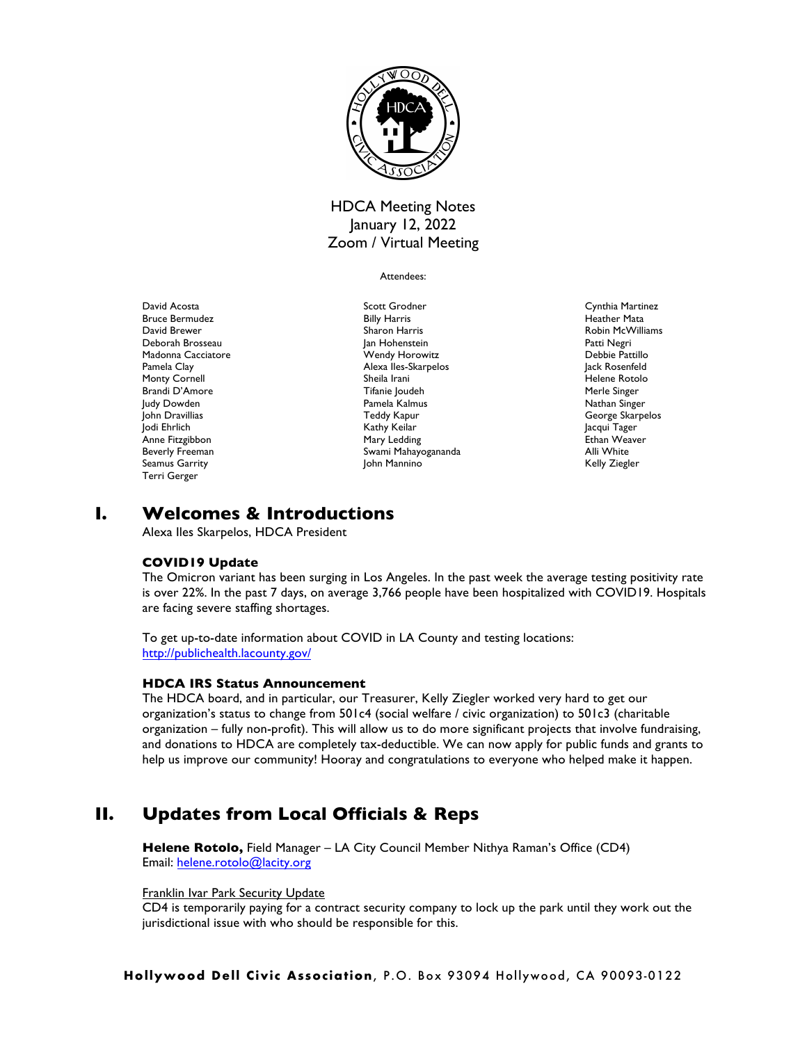# HDCA Meeting Notes
January 12, 2022
Zoom / Virtual Meeting

Attendees:

David Acosta
Bruce Bermudez
David Brewer
Deborah Brosseau
Madonna Cacciatore
Pamela Clay
Monty Cornell
Brandi D'Amore
Judy Dowden
John Dravillias
Jodi Ehrlich
Anne Fitzgibbon
Beverly Freeman
Seamus Garrity
Terri Gerger
Scott Grodner
Billy Harris
Sharon Harris
Jan Hohenstein
Wendy Horowitz
Alexa Iles-Skarpelos
Sheila Irani
Tifanie Joudeh
Pamela Kalmus
Teddy Kapur
Kathy Keilar
Mary Ledding
Swami Mahayogananda
John Mannino
Cynthia Martinez
Heather Mata
Robin McWilliams
Patti Negri
Debbie Pattillo
Jack Rosenfeld
Helene Rotolo
Merle Singer
Nathan Singer
George Skarpelos
Jacqui Tager
Ethan Weaver
Alli White
Kelly Ziegler

## I. Welcomes & Introductions

Alexa Iles Skarpelos, HDCA President

### COVID19 Update

The Omicron variant has been surging in Los Angeles. In the past week the average testing positivity rate is over 22%. In the past 7 days, on average 3,766 people have been hospitalized with COVID19. Hospitals are facing severe staffing shortages.

To get up-to-date information about COVID in LA County and testing locations: http://publichealth.lacounty.gov/

### HDCA IRS Status Announcement

The HDCA board, and in particular, our Treasurer, Kelly Ziegler worked very hard to get our organization's status to change from 501c4 (social welfare / civic organization) to 501c3 (charitable organization – fully non-profit). This will allow us to do more significant projects that involve fundraising, and donations to HDCA are completely tax-deductible. We can now apply for public funds and grants to help us improve our community! Hooray and congratulations to everyone who helped make it happen.

## II. Updates from Local Officials & Reps

**Helene Rotolo,** Field Manager – LA City Council Member Nithya Raman's Office (CD4)
Email: helene.rotolo@lacity.org

Franklin Ivar Park Security Update

CD4 is temporarily paying for a contract security company to lock up the park until they work out the jurisdictional issue with who should be responsible for this.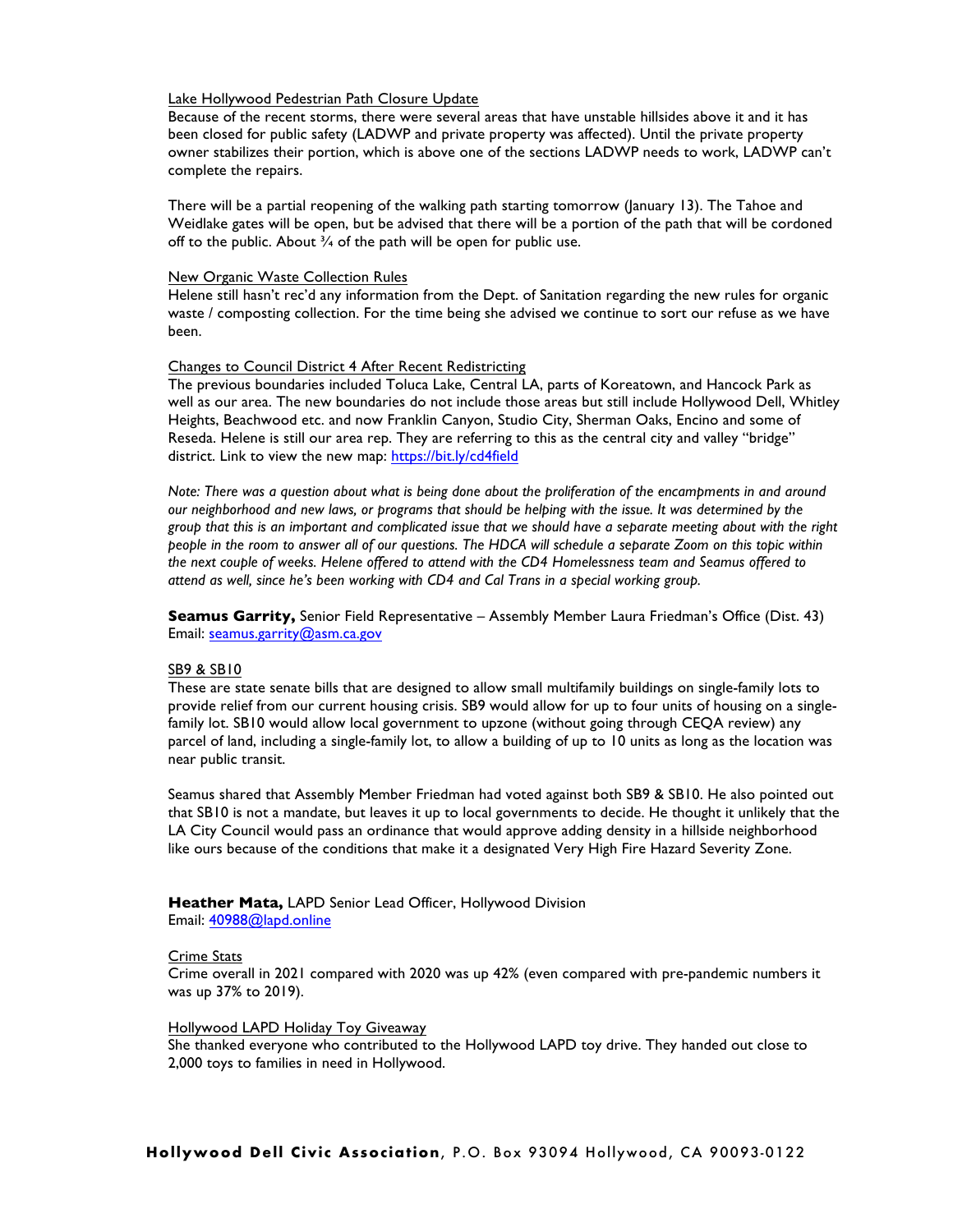Lake Hollywood Pedestrian Path Closure Update

Because of the recent storms, there were several areas that have unstable hillsides above it and it has been closed for public safety (LADWP and private property was affected). Until the private property owner stabilizes their portion, which is above one of the sections LADWP needs to work, LADWP can't complete the repairs.

There will be a partial reopening of the walking path starting tomorrow (January 13). The Tahoe and Weidlake gates will be open, but be advised that there will be a portion of the path that will be cordoned off to the public. About ¾ of the path will be open for public use.

New Organic Waste Collection Rules

Helene still hasn't rec'd any information from the Dept. of Sanitation regarding the new rules for organic waste / composting collection. For the time being she advised we continue to sort our refuse as we have been.

Changes to Council District 4 After Recent Redistricting

The previous boundaries included Toluca Lake, Central LA, parts of Koreatown, and Hancock Park as well as our area. The new boundaries do not include those areas but still include Hollywood Dell, Whitley Heights, Beachwood etc. and now Franklin Canyon, Studio City, Sherman Oaks, Encino and some of Reseda. Helene is still our area rep. They are referring to this as the central city and valley "bridge" district. Link to view the new map: https://bit.ly/cd4field

*Note: There was a question about what is being done about the proliferation of the encampments in and around our neighborhood and new laws, or programs that should be helping with the issue. It was determined by the group that this is an important and complicated issue that we should have a separate meeting about with the right people in the room to answer all of our questions. The HDCA will schedule a separate Zoom on this topic within the next couple of weeks. Helene offered to attend with the CD4 Homelessness team and Seamus offered to attend as well, since he's been working with CD4 and Cal Trans in a special working group.*

**Seamus Garrity,** Senior Field Representative – Assembly Member Laura Friedman's Office (Dist. 43)
Email: seamus.garrity@asm.ca.gov

SB9 & SB10

These are state senate bills that are designed to allow small multifamily buildings on single-family lots to provide relief from our current housing crisis. SB9 would allow for up to four units of housing on a single-family lot. SB10 would allow local government to upzone (without going through CEQA review) any parcel of land, including a single-family lot, to allow a building of up to 10 units as long as the location was near public transit.

Seamus shared that Assembly Member Friedman had voted against both SB9 & SB10. He also pointed out that SB10 is not a mandate, but leaves it up to local governments to decide. He thought it unlikely that the LA City Council would pass an ordinance that would approve adding density in a hillside neighborhood like ours because of the conditions that make it a designated Very High Fire Hazard Severity Zone.

**Heather Mata,** LAPD Senior Lead Officer, Hollywood Division
Email: 40988@lapd.online

Crime Stats

Crime overall in 2021 compared with 2020 was up 42% (even compared with pre-pandemic numbers it was up 37% to 2019).

Hollywood LAPD Holiday Toy Giveaway

She thanked everyone who contributed to the Hollywood LAPD toy drive. They handed out close to 2,000 toys to families in need in Hollywood.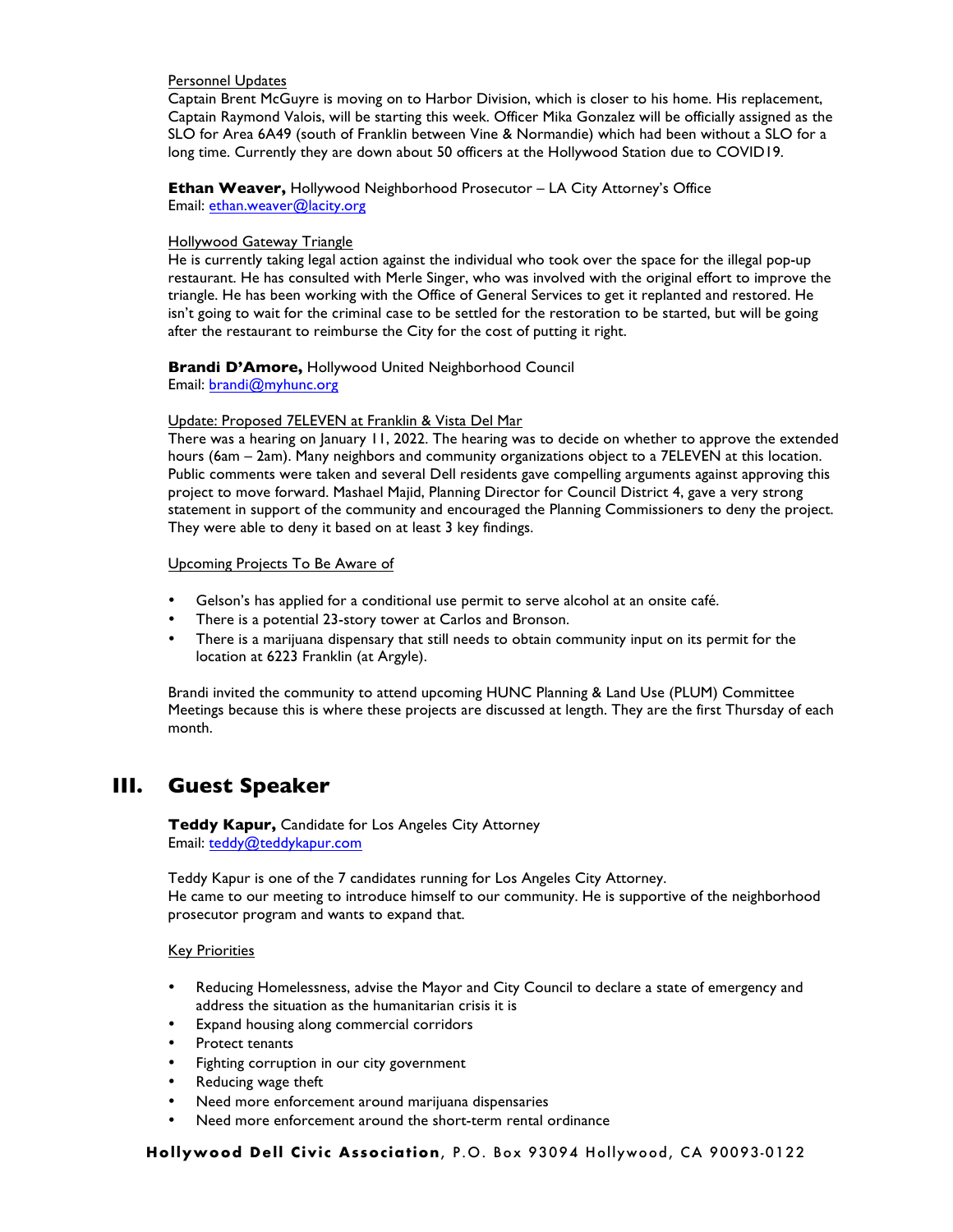Personnel Updates

Captain Brent McGuyre is moving on to Harbor Division, which is closer to his home. His replacement, Captain Raymond Valois, will be starting this week. Officer Mika Gonzalez will be officially assigned as the SLO for Area 6A49 (south of Franklin between Vine & Normandie) which had been without a SLO for a long time. Currently they are down about 50 officers at the Hollywood Station due to COVID19.

**Ethan Weaver,** Hollywood Neighborhood Prosecutor – LA City Attorney's Office
Email: ethan.weaver@lacity.org

Hollywood Gateway Triangle

He is currently taking legal action against the individual who took over the space for the illegal pop-up restaurant. He has consulted with Merle Singer, who was involved with the original effort to improve the triangle. He has been working with the Office of General Services to get it replanted and restored. He isn't going to wait for the criminal case to be settled for the restoration to be started, but will be going after the restaurant to reimburse the City for the cost of putting it right.

**Brandi D'Amore,** Hollywood United Neighborhood Council
Email: brandi@myhunc.org

Update: Proposed 7ELEVEN at Franklin & Vista Del Mar

There was a hearing on January 11, 2022. The hearing was to decide on whether to approve the extended hours (6am – 2am). Many neighbors and community organizations object to a 7ELEVEN at this location. Public comments were taken and several Dell residents gave compelling arguments against approving this project to move forward. Mashael Majid, Planning Director for Council District 4, gave a very strong statement in support of the community and encouraged the Planning Commissioners to deny the project. They were able to deny it based on at least 3 key findings.

Upcoming Projects To Be Aware of

- Gelson's has applied for a conditional use permit to serve alcohol at an onsite café.
- There is a potential 23-story tower at Carlos and Bronson.
- There is a marijuana dispensary that still needs to obtain community input on its permit for the location at 6223 Franklin (at Argyle).

Brandi invited the community to attend upcoming HUNC Planning & Land Use (PLUM) Committee Meetings because this is where these projects are discussed at length. They are the first Thursday of each month.

## III. Guest Speaker

**Teddy Kapur,** Candidate for Los Angeles City Attorney
Email: teddy@teddykapur.com

Teddy Kapur is one of the 7 candidates running for Los Angeles City Attorney.
He came to our meeting to introduce himself to our community. He is supportive of the neighborhood prosecutor program and wants to expand that.

Key Priorities

- Reducing Homelessness, advise the Mayor and City Council to declare a state of emergency and address the situation as the humanitarian crisis it is
- Expand housing along commercial corridors
- Protect tenants
- Fighting corruption in our city government
- Reducing wage theft
- Need more enforcement around marijuana dispensaries
- Need more enforcement around the short-term rental ordinance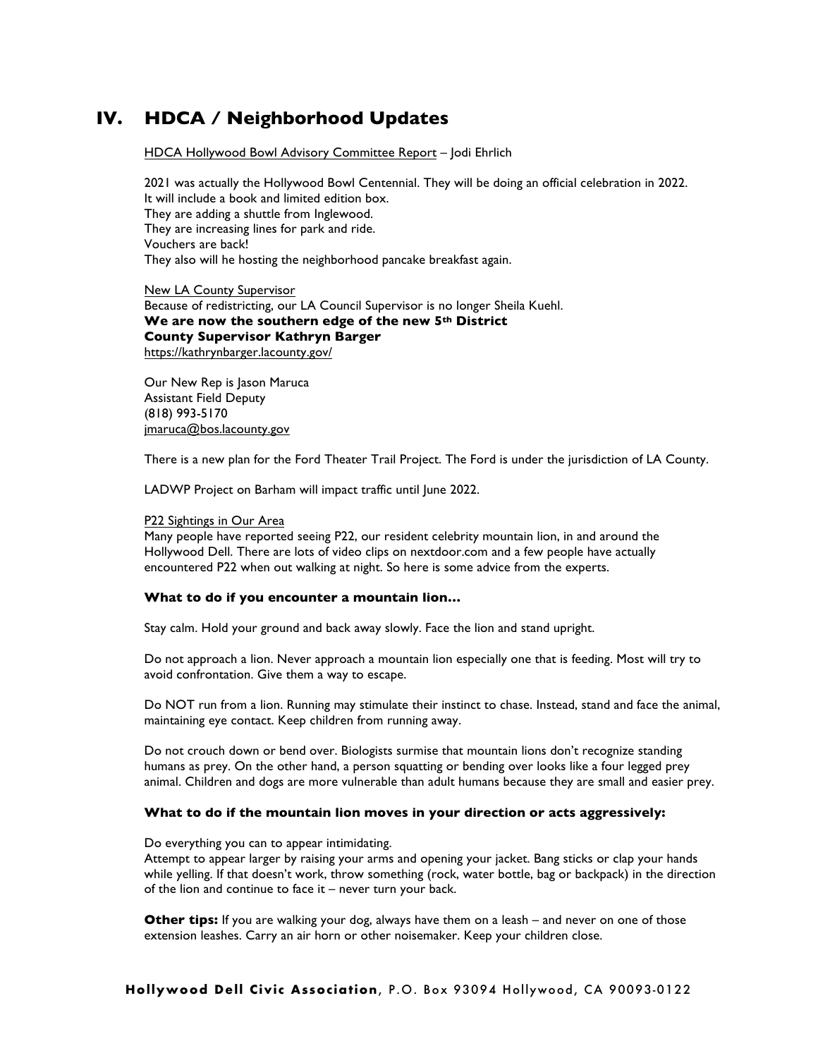# IV. HDCA / Neighborhood Updates

HDCA Hollywood Bowl Advisory Committee Report – Jodi Ehrlich

2021 was actually the Hollywood Bowl Centennial. They will be doing an official celebration in 2022.
It will include a book and limited edition box.
They are adding a shuttle from Inglewood.
They are increasing lines for park and ride.
Vouchers are back!
They also will he hosting the neighborhood pancake breakfast again.

New LA County Supervisor
Because of redistricting, our LA Council Supervisor is no longer Sheila Kuehl.
**We are now the southern edge of the new 5th District**
**County Supervisor Kathryn Barger**
https://kathrynbarger.lacounty.gov/

Our New Rep is Jason Maruca
Assistant Field Deputy
(818) 993-5170
jmaruca@bos.lacounty.gov

There is a new plan for the Ford Theater Trail Project. The Ford is under the jurisdiction of LA County.

LADWP Project on Barham will impact traffic until June 2022.

P22 Sightings in Our Area
Many people have reported seeing P22, our resident celebrity mountain lion, in and around the Hollywood Dell. There are lots of video clips on nextdoor.com and a few people have actually encountered P22 when out walking at night. So here is some advice from the experts.

**What to do if you encounter a mountain lion…**

Stay calm. Hold your ground and back away slowly. Face the lion and stand upright.

Do not approach a lion. Never approach a mountain lion especially one that is feeding. Most will try to avoid confrontation. Give them a way to escape.

Do NOT run from a lion. Running may stimulate their instinct to chase. Instead, stand and face the animal, maintaining eye contact. Keep children from running away.

Do not crouch down or bend over. Biologists surmise that mountain lions don't recognize standing humans as prey. On the other hand, a person squatting or bending over looks like a four legged prey animal. Children and dogs are more vulnerable than adult humans because they are small and easier prey.

**What to do if the mountain lion moves in your direction or acts aggressively:**

Do everything you can to appear intimidating.
Attempt to appear larger by raising your arms and opening your jacket. Bang sticks or clap your hands while yelling. If that doesn't work, throw something (rock, water bottle, bag or backpack) in the direction of the lion and continue to face it – never turn your back.

**Other tips:** If you are walking your dog, always have them on a leash – and never on one of those extension leashes. Carry an air horn or other noisemaker. Keep your children close.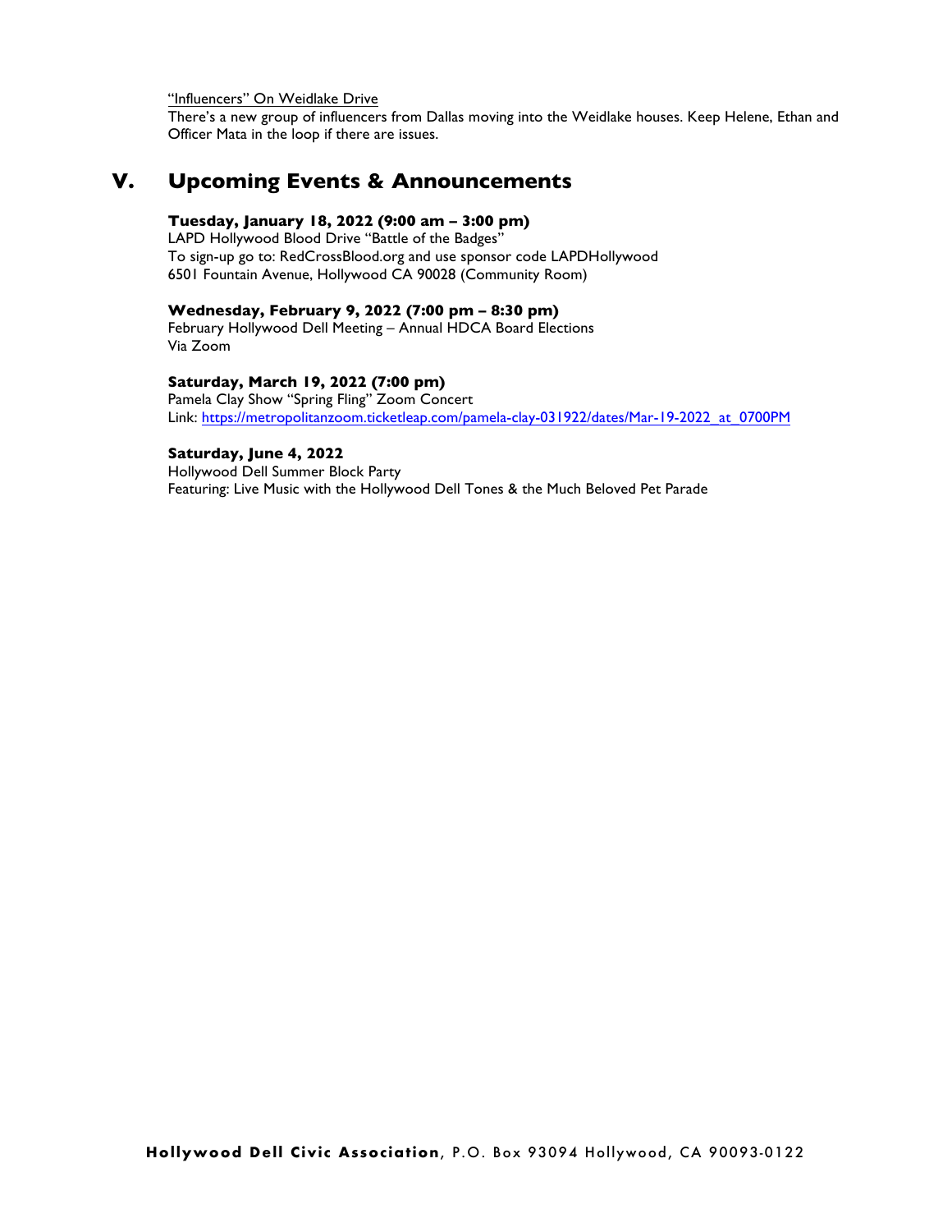"Influencers" On Weidlake Drive

There's a new group of influencers from Dallas moving into the Weidlake houses. Keep Helene, Ethan and Officer Mata in the loop if there are issues.

## V. Upcoming Events & Announcements

**Tuesday, January 18, 2022 (9:00 am – 3:00 pm)**

LAPD Hollywood Blood Drive "Battle of the Badges"
To sign-up go to: RedCrossBlood.org and use sponsor code LAPDHollywood
6501 Fountain Avenue, Hollywood CA 90028 (Community Room)

**Wednesday, February 9, 2022 (7:00 pm – 8:30 pm)**

February Hollywood Dell Meeting – Annual HDCA Board Elections
Via Zoom

**Saturday, March 19, 2022 (7:00 pm)**

Pamela Clay Show "Spring Fling" Zoom Concert
Link: https://metropolitanzoom.ticketleap.com/pamela-clay-031922/dates/Mar-19-2022_at_0700PM

**Saturday, June 4, 2022**

Hollywood Dell Summer Block Party
Featuring: Live Music with the Hollywood Dell Tones & the Much Beloved Pet Parade